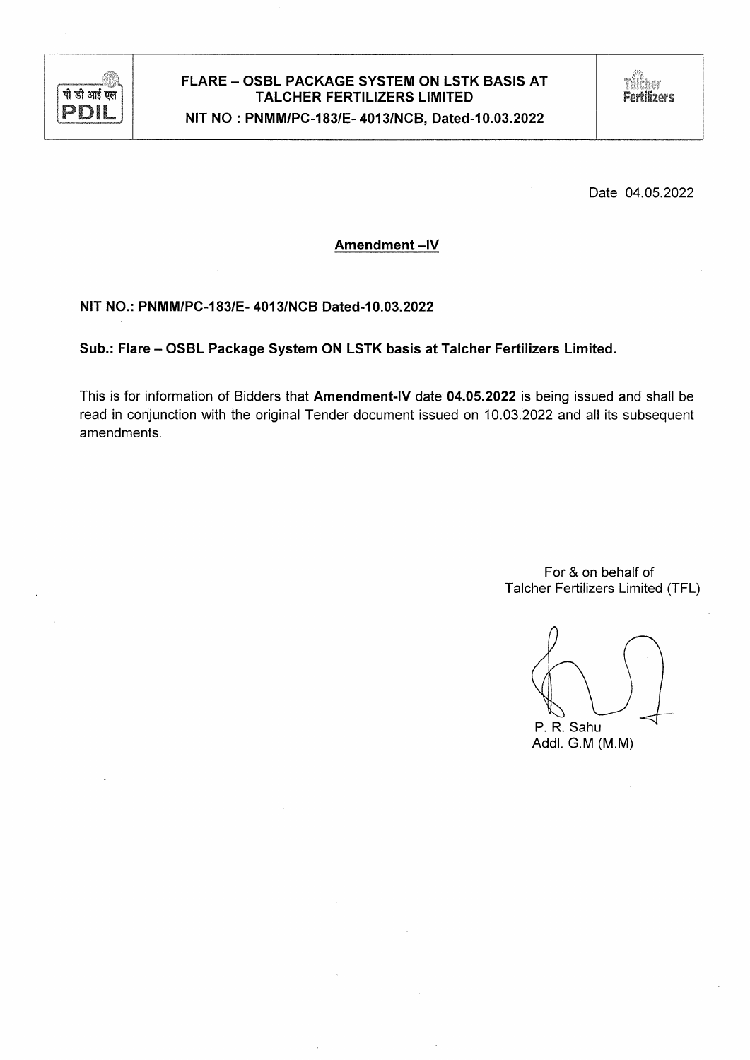| पी डी आई एल PDIL | FLARE – OSBL PACKAGE SYSTEM ON LSTK BASIS AT TALCHER FERTILIZERS LIMITED<br>NIT NO : PNMM/PC-183/E- 4013/NCB, Dated-10.03.2022 | Talcher Fertilizers |
| --- | --- | --- |

Date 04.05.2022

## Amendment –IV

**NIT NO.: PNMM/PC-183/E- 4013/NCB Dated-10.03.2022**

**Sub.: Flare – OSBL Package System ON LSTK basis at Talcher Fertilizers Limited.**

This is for information of Bidders that **Amendment-IV** date **04.05.2022** is being issued and shall be read in conjunction with the original Tender document issued on 10.03.2022 and all its subsequent amendments.

For & on behalf of
Talcher Fertilizers Limited (TFL)

P. R. Sahu
Addl. G.M (M.M)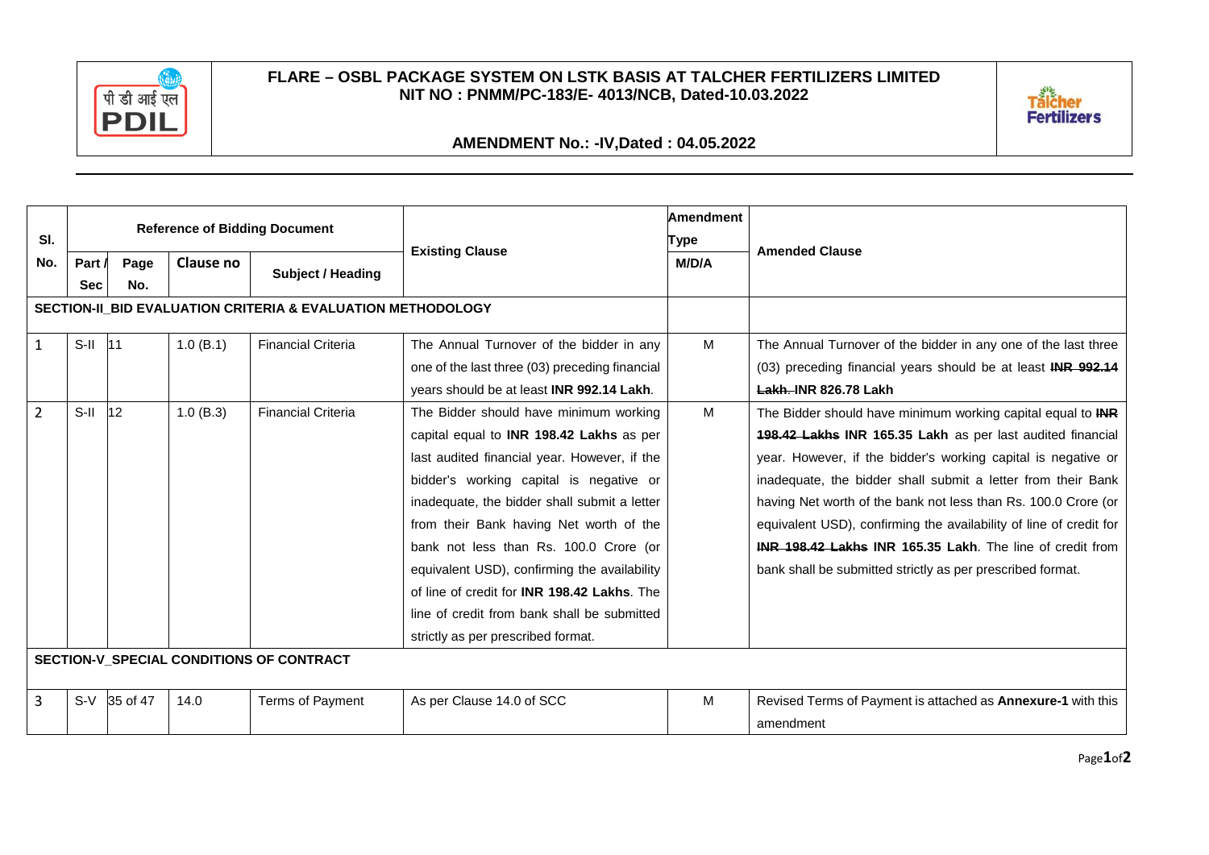**FLARE – OSBL PACKAGE SYSTEM ON LSTK BASIS AT TALCHER FERTILIZERS LIMITED**
**NIT NO : PNMM/PC-183/E- 4013/NCB, Dated-10.03.2022**

**AMENDMENT No.: -IV,Dated : 04.05.2022**

| Sl. No. | Reference of Bidding Document | | | | Existing Clause | Amendment Type M/D/A | Amended Clause |
|---|---|---|---|---|---|---|---|
| | Part / Sec | Page No. | Clause no | Subject / Heading | | | |
| **SECTION-II_BID EVALUATION CRITERIA & EVALUATION METHODOLOGY** | | | | | | | |
| 1 | S-II | 11 | 1.0 (B.1) | Financial Criteria | The Annual Turnover of the bidder in any one of the last three (03) preceding financial years should be at least **INR 992.14 Lakh**. | M | The Annual Turnover of the bidder in any one of the last three (03) preceding financial years should be at least ~~**INR 992.14 Lakh.**~~ **INR 826.78 Lakh** |
| 2 | S-II | 12 | 1.0 (B.3) | Financial Criteria | The Bidder should have minimum working capital equal to **INR 198.42 Lakhs** as per last audited financial year. However, if the bidder's working capital is negative or inadequate, the bidder shall submit a letter from their Bank having Net worth of the bank not less than Rs. 100.0 Crore (or equivalent USD), confirming the availability of line of credit for **INR 198.42 Lakhs**. The line of credit from bank shall be submitted strictly as per prescribed format. | M | The Bidder should have minimum working capital equal to ~~**INR 198.42 Lakhs**~~ **INR 165.35 Lakh** as per last audited financial year. However, if the bidder's working capital is negative or inadequate, the bidder shall submit a letter from their Bank having Net worth of the bank not less than Rs. 100.0 Crore (or equivalent USD), confirming the availability of line of credit for ~~**INR 198.42 Lakhs**~~ **INR 165.35 Lakh**. The line of credit from bank shall be submitted strictly as per prescribed format. |
| **SECTION-V_SPECIAL CONDITIONS OF CONTRACT** | | | | | | | |
| 3 | S-V | 35 of 47 | 14.0 | Terms of Payment | As per Clause 14.0 of SCC | M | Revised Terms of Payment is attached as **Annexure-1** with this amendment |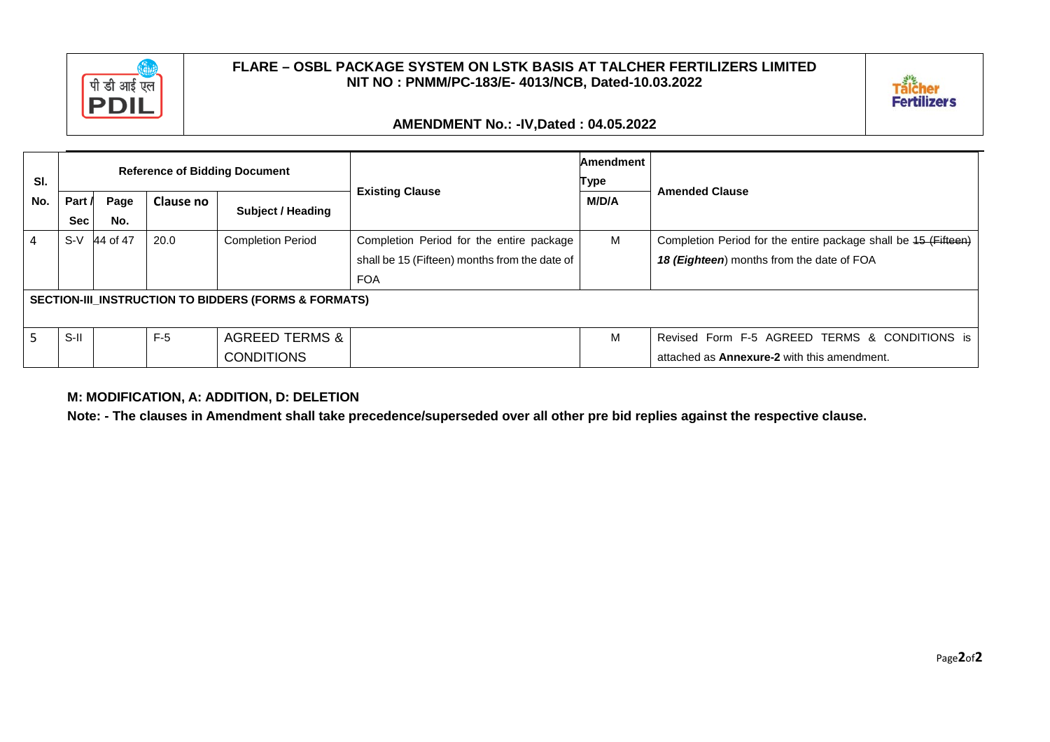**FLARE – OSBL PACKAGE SYSTEM ON LSTK BASIS AT TALCHER FERTILIZERS LIMITED**
**NIT NO : PNMM/PC-183/E- 4013/NCB, Dated-10.03.2022**

**AMENDMENT No.: -IV,Dated : 04.05.2022**

| Sl. No. | Reference of Bidding Document | | | | Existing Clause | Amendment Type | Amended Clause |
|---|---|---|---|---|---|---|---|
| | Part / Sec | Page No. | Clause no | Subject / Heading | | M/D/A | |
| 4 | S-V | 44 of 47 | 20.0 | Completion Period | Completion Period for the entire package shall be 15 (Fifteen) months from the date of FOA | M | Completion Period for the entire package shall be ~~15 (Fifteen)~~ ***18 (Eighteen***) months from the date of FOA |
| **SECTION-III_INSTRUCTION TO BIDDERS (FORMS & FORMATS)** | | | | | | | |
| 5 | S-II | | F-5 | AGREED TERMS & CONDITIONS | | M | Revised Form F-5 AGREED TERMS & CONDITIONS is attached as **Annexure-2** with this amendment. |

**M: MODIFICATION, A: ADDITION, D: DELETION**

**Note: - The clauses in Amendment shall take precedence/superseded over all other pre bid replies against the respective clause.**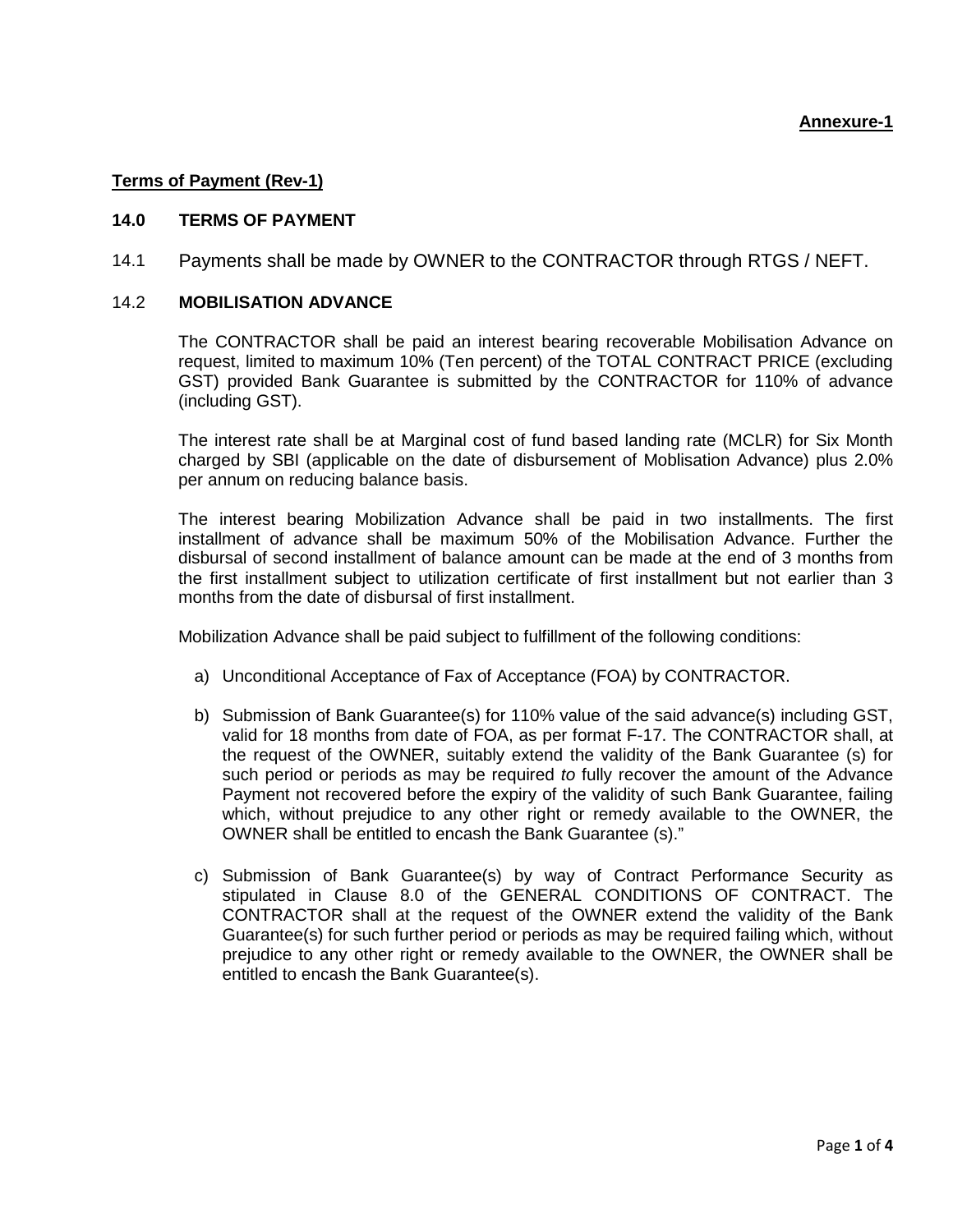**Annexure-1**

**Terms of Payment (Rev-1)**

## 14.0 TERMS OF PAYMENT

14.1 Payments shall be made by OWNER to the CONTRACTOR through RTGS / NEFT.

### 14.2 MOBILISATION ADVANCE

The CONTRACTOR shall be paid an interest bearing recoverable Mobilisation Advance on request, limited to maximum 10% (Ten percent) of the TOTAL CONTRACT PRICE (excluding GST) provided Bank Guarantee is submitted by the CONTRACTOR for 110% of advance (including GST).

The interest rate shall be at Marginal cost of fund based landing rate (MCLR) for Six Month charged by SBI (applicable on the date of disbursement of Moblisation Advance) plus 2.0% per annum on reducing balance basis.

The interest bearing Mobilization Advance shall be paid in two installments. The first installment of advance shall be maximum 50% of the Mobilisation Advance. Further the disbursal of second installment of balance amount can be made at the end of 3 months from the first installment subject to utilization certificate of first installment but not earlier than 3 months from the date of disbursal of first installment.

Mobilization Advance shall be paid subject to fulfillment of the following conditions:

a) Unconditional Acceptance of Fax of Acceptance (FOA) by CONTRACTOR.

b) Submission of Bank Guarantee(s) for 110% value of the said advance(s) including GST, valid for 18 months from date of FOA, as per format F-17. The CONTRACTOR shall, at the request of the OWNER, suitably extend the validity of the Bank Guarantee (s) for such period or periods as may be required *to* fully recover the amount of the Advance Payment not recovered before the expiry of the validity of such Bank Guarantee, failing which, without prejudice to any other right or remedy available to the OWNER, the OWNER shall be entitled to encash the Bank Guarantee (s)."

c) Submission of Bank Guarantee(s) by way of Contract Performance Security as stipulated in Clause 8.0 of the GENERAL CONDITIONS OF CONTRACT. The CONTRACTOR shall at the request of the OWNER extend the validity of the Bank Guarantee(s) for such further period or periods as may be required failing which, without prejudice to any other right or remedy available to the OWNER, the OWNER shall be entitled to encash the Bank Guarantee(s).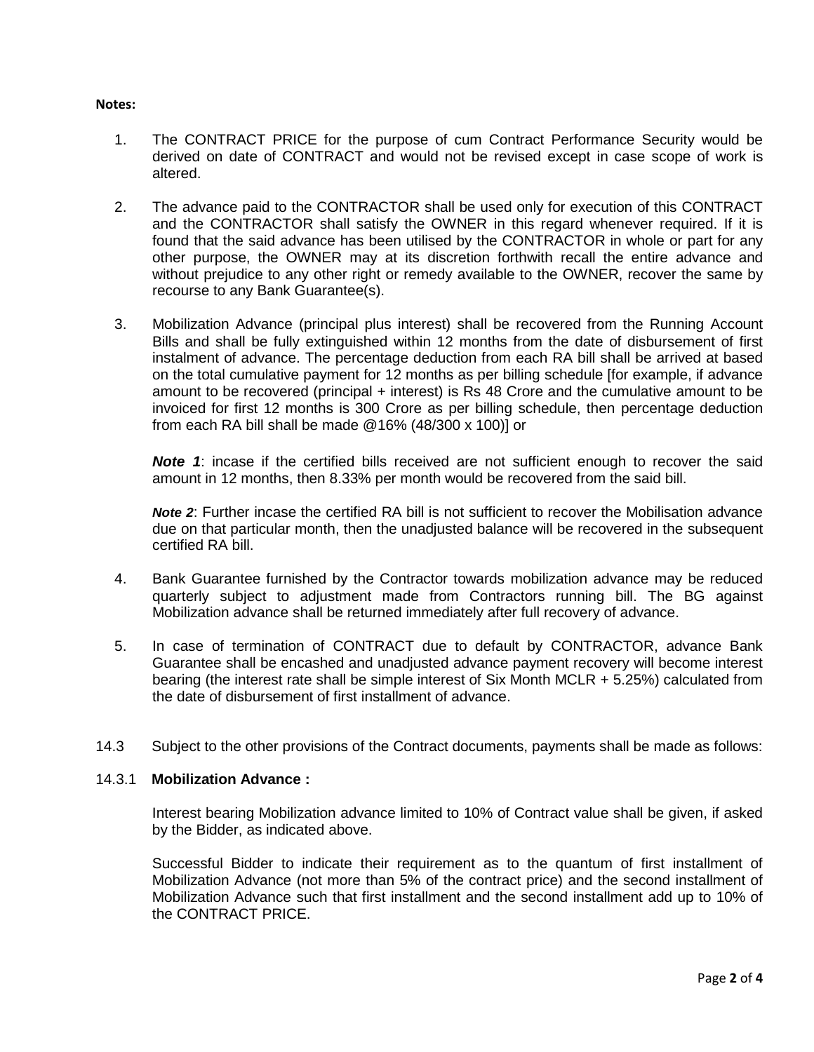**Notes:**

1. The CONTRACT PRICE for the purpose of cum Contract Performance Security would be derived on date of CONTRACT and would not be revised except in case scope of work is altered.

2. The advance paid to the CONTRACTOR shall be used only for execution of this CONTRACT and the CONTRACTOR shall satisfy the OWNER in this regard whenever required. If it is found that the said advance has been utilised by the CONTRACTOR in whole or part for any other purpose, the OWNER may at its discretion forthwith recall the entire advance and without prejudice to any other right or remedy available to the OWNER, recover the same by recourse to any Bank Guarantee(s).

3. Mobilization Advance (principal plus interest) shall be recovered from the Running Account Bills and shall be fully extinguished within 12 months from the date of disbursement of first instalment of advance. The percentage deduction from each RA bill shall be arrived at based on the total cumulative payment for 12 months as per billing schedule [for example, if advance amount to be recovered (principal + interest) is Rs 48 Crore and the cumulative amount to be invoiced for first 12 months is 300 Crore as per billing schedule, then percentage deduction from each RA bill shall be made @16% (48/300 x 100)] or

   ***Note 1***: incase if the certified bills received are not sufficient enough to recover the said amount in 12 months, then 8.33% per month would be recovered from the said bill.

   ***Note 2***: Further incase the certified RA bill is not sufficient to recover the Mobilisation advance due on that particular month, then the unadjusted balance will be recovered in the subsequent certified RA bill.

4. Bank Guarantee furnished by the Contractor towards mobilization advance may be reduced quarterly subject to adjustment made from Contractors running bill. The BG against Mobilization advance shall be returned immediately after full recovery of advance.

5. In case of termination of CONTRACT due to default by CONTRACTOR, advance Bank Guarantee shall be encashed and unadjusted advance payment recovery will become interest bearing (the interest rate shall be simple interest of Six Month MCLR + 5.25%) calculated from the date of disbursement of first installment of advance.

14.3 Subject to the other provisions of the Contract documents, payments shall be made as follows:

14.3.1 **Mobilization Advance :**

Interest bearing Mobilization advance limited to 10% of Contract value shall be given, if asked by the Bidder, as indicated above.

Successful Bidder to indicate their requirement as to the quantum of first installment of Mobilization Advance (not more than 5% of the contract price) and the second installment of Mobilization Advance such that first installment and the second installment add up to 10% of the CONTRACT PRICE.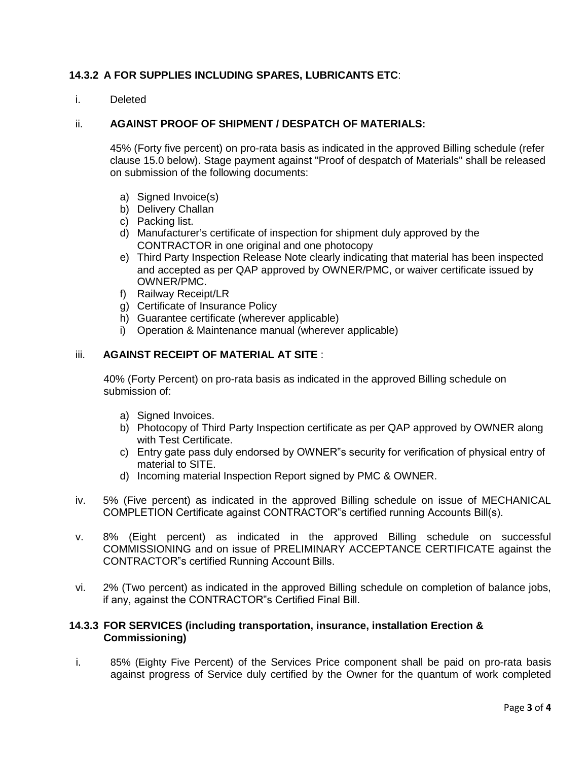### 14.3.2 A FOR SUPPLIES INCLUDING SPARES, LUBRICANTS ETC:

i. Deleted

ii. **AGAINST PROOF OF SHIPMENT / DESPATCH OF MATERIALS:**

45% (Forty five percent) on pro-rata basis as indicated in the approved Billing schedule (refer clause 15.0 below). Stage payment against "Proof of despatch of Materials" shall be released on submission of the following documents:

a) Signed Invoice(s)
b) Delivery Challan
c) Packing list.
d) Manufacturer's certificate of inspection for shipment duly approved by the CONTRACTOR in one original and one photocopy
e) Third Party Inspection Release Note clearly indicating that material has been inspected and accepted as per QAP approved by OWNER/PMC, or waiver certificate issued by OWNER/PMC.
f) Railway Receipt/LR
g) Certificate of Insurance Policy
h) Guarantee certificate (wherever applicable)
i) Operation & Maintenance manual (wherever applicable)

iii. **AGAINST RECEIPT OF MATERIAL AT SITE** :

40% (Forty Percent) on pro-rata basis as indicated in the approved Billing schedule on submission of:

a) Signed Invoices.
b) Photocopy of Third Party Inspection certificate as per QAP approved by OWNER along with Test Certificate.
c) Entry gate pass duly endorsed by OWNER"s security for verification of physical entry of material to SITE.
d) Incoming material Inspection Report signed by PMC & OWNER.

iv. 5% (Five percent) as indicated in the approved Billing schedule on issue of MECHANICAL COMPLETION Certificate against CONTRACTOR"s certified running Accounts Bill(s).

v. 8% (Eight percent) as indicated in the approved Billing schedule on successful COMMISSIONING and on issue of PRELIMINARY ACCEPTANCE CERTIFICATE against the CONTRACTOR"s certified Running Account Bills.

vi. 2% (Two percent) as indicated in the approved Billing schedule on completion of balance jobs, if any, against the CONTRACTOR"s Certified Final Bill.

### 14.3.3 FOR SERVICES (including transportation, insurance, installation Erection & Commissioning)

i. 85% (Eighty Five Percent) of the Services Price component shall be paid on pro-rata basis against progress of Service duly certified by the Owner for the quantum of work completed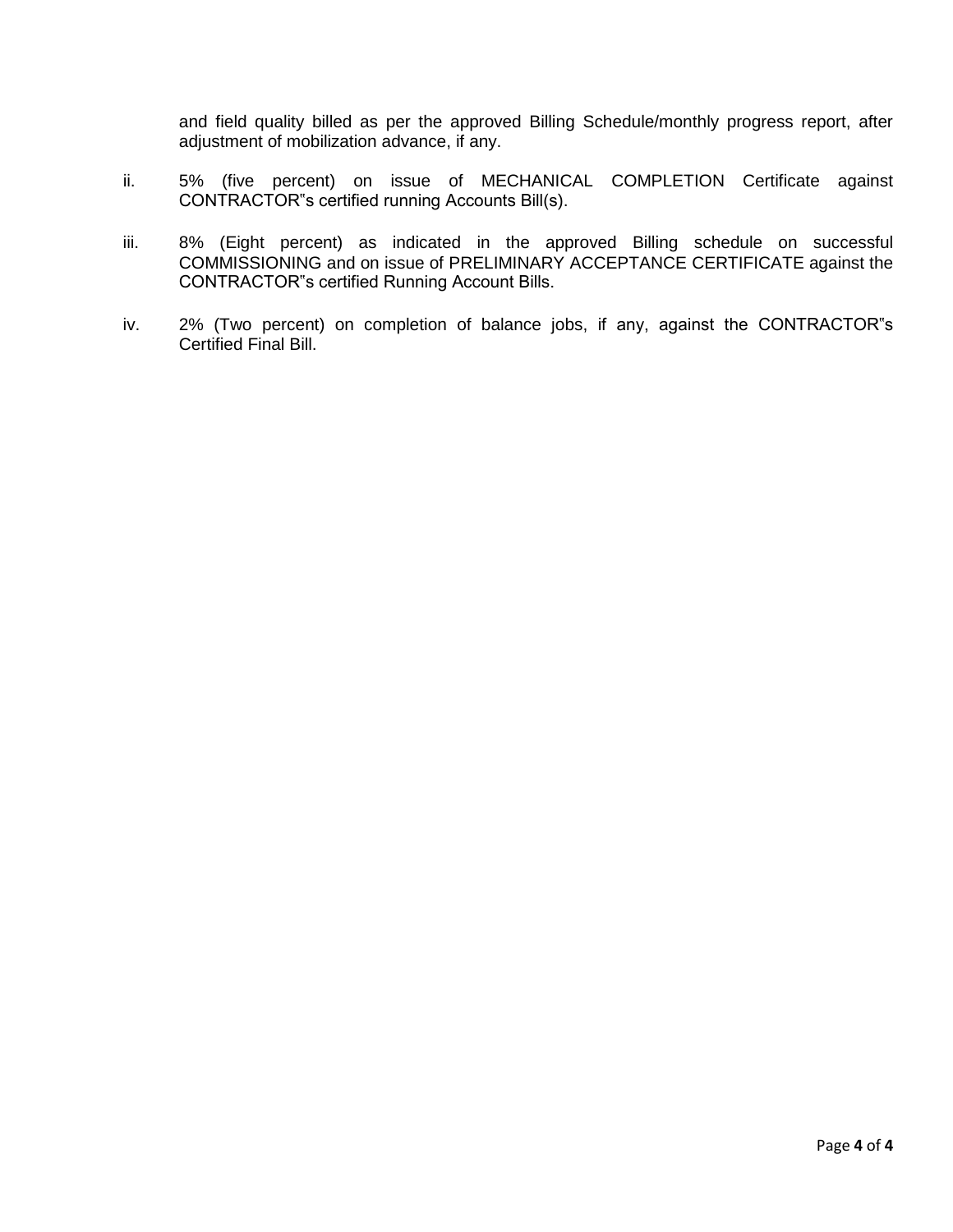and field quality billed as per the approved Billing Schedule/monthly progress report, after adjustment of mobilization advance, if any.

ii. 5% (five percent) on issue of MECHANICAL COMPLETION Certificate against CONTRACTOR"s certified running Accounts Bill(s).

iii. 8% (Eight percent) as indicated in the approved Billing schedule on successful COMMISSIONING and on issue of PRELIMINARY ACCEPTANCE CERTIFICATE against the CONTRACTOR"s certified Running Account Bills.

iv. 2% (Two percent) on completion of balance jobs, if any, against the CONTRACTOR"s Certified Final Bill.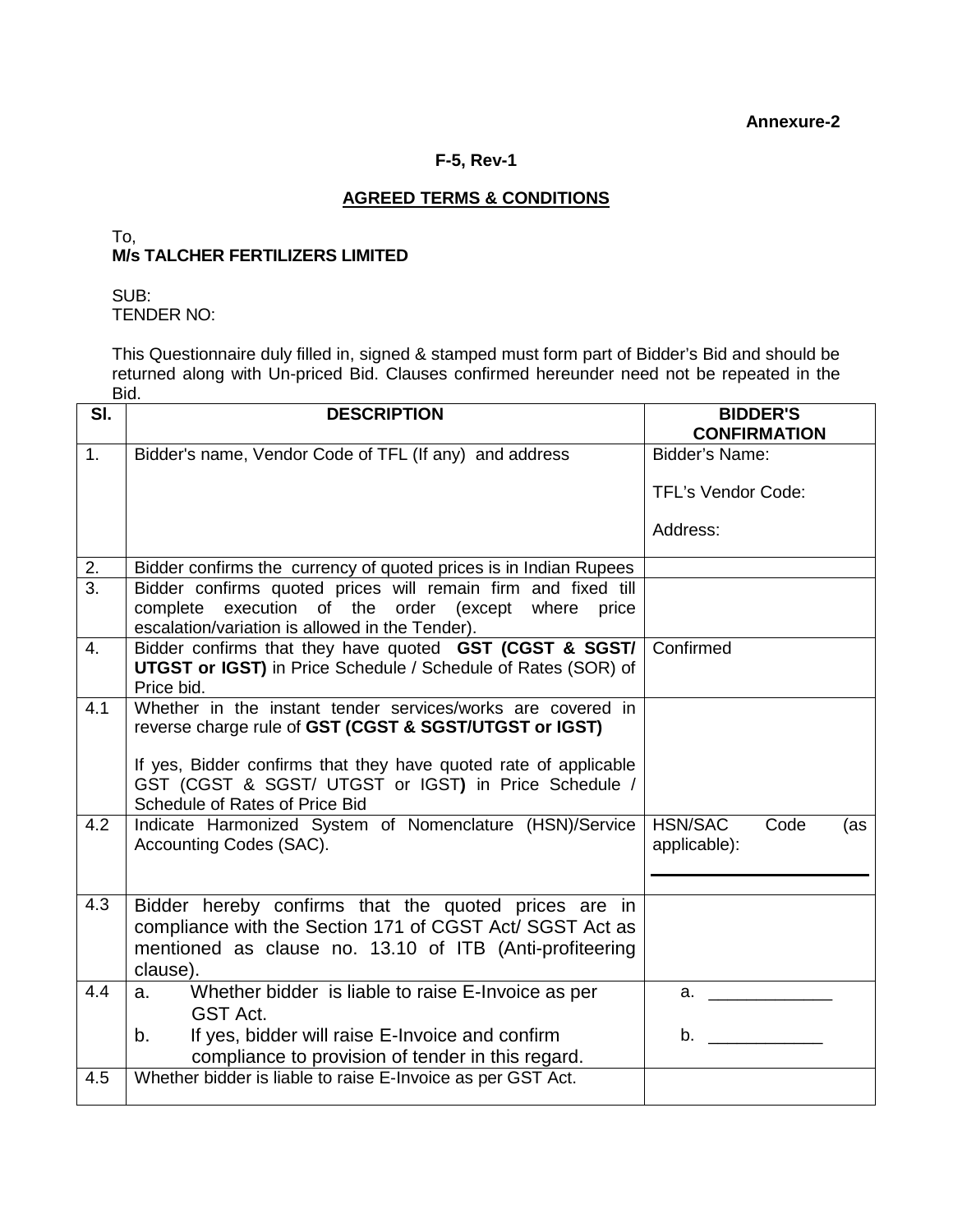**Annexure-2**

**F-5, Rev-1**

## AGREED TERMS & CONDITIONS

To,
**M/s TALCHER FERTILIZERS LIMITED**

SUB:
TENDER NO:

This Questionnaire duly filled in, signed & stamped must form part of Bidder's Bid and should be returned along with Un-priced Bid. Clauses confirmed hereunder need not be repeated in the Bid.

| Sl. | DESCRIPTION | BIDDER'S CONFIRMATION |
|---|---|---|
| 1. | Bidder's name, Vendor Code of TFL (If any) and address | Bidder's Name:<br><br>TFL's Vendor Code:<br><br>Address: |
| 2. | Bidder confirms the currency of quoted prices is in Indian Rupees | |
| 3. | Bidder confirms quoted prices will remain firm and fixed till complete execution of the order (except where price escalation/variation is allowed in the Tender). | |
| 4. | Bidder confirms that they have quoted **GST (CGST & SGST/ UTGST or IGST)** in Price Schedule / Schedule of Rates (SOR) of Price bid. | Confirmed |
| 4.1 | Whether in the instant tender services/works are covered in reverse charge rule of **GST (CGST & SGST/UTGST or IGST)**<br><br>If yes, Bidder confirms that they have quoted rate of applicable GST (CGST & SGST/ UTGST or IGST**)** in Price Schedule / Schedule of Rates of Price Bid | |
| 4.2 | Indicate Harmonized System of Nomenclature (HSN)/Service Accounting Codes (SAC). | HSN/SAC Code (as applicable):<br><br>____________________ |
| 4.3 | Bidder hereby confirms that the quoted prices are in compliance with the Section 171 of CGST Act/ SGST Act as mentioned as clause no. 13.10 of ITB (Anti-profiteering clause). | |
| 4.4 | a. Whether bidder is liable to raise E-Invoice as per GST Act.<br>b. If yes, bidder will raise E-Invoice and confirm compliance to provision of tender in this regard. | a. ____________<br><br>b. ___________ |
| 4.5 | Whether bidder is liable to raise E-Invoice as per GST Act. | |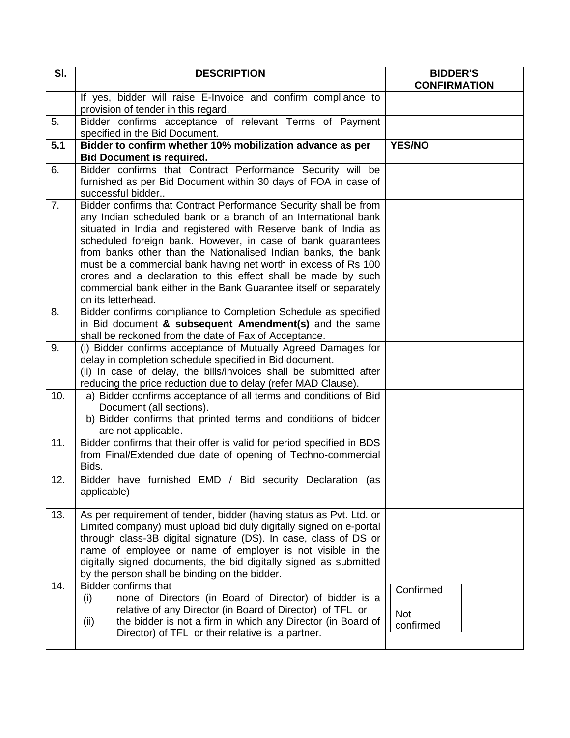| Sl. | DESCRIPTION | BIDDER'S CONFIRMATION |
|---|---|---|
| | If yes, bidder will raise E-Invoice and confirm compliance to provision of tender in this regard. | |
| 5. | Bidder confirms acceptance of relevant Terms of Payment specified in the Bid Document. | |
| **5.1** | **Bidder to confirm whether 10% mobilization advance as per Bid Document is required.** | **YES/NO** |
| 6. | Bidder confirms that Contract Performance Security will be furnished as per Bid Document within 30 days of FOA in case of successful bidder.. | |
| 7. | Bidder confirms that Contract Performance Security shall be from any Indian scheduled bank or a branch of an International bank situated in India and registered with Reserve bank of India as scheduled foreign bank. However, in case of bank guarantees from banks other than the Nationalised Indian banks, the bank must be a commercial bank having net worth in excess of Rs 100 crores and a declaration to this effect shall be made by such commercial bank either in the Bank Guarantee itself or separately on its letterhead. | |
| 8. | Bidder confirms compliance to Completion Schedule as specified in Bid document **& subsequent Amendment(s)** and the same shall be reckoned from the date of Fax of Acceptance. | |
| 9. | (i) Bidder confirms acceptance of Mutually Agreed Damages for delay in completion schedule specified in Bid document.<br>(ii) In case of delay, the bills/invoices shall be submitted after reducing the price reduction due to delay (refer MAD Clause). | |
| 10. | a) Bidder confirms acceptance of all terms and conditions of Bid Document (all sections).<br>b) Bidder confirms that printed terms and conditions of bidder are not applicable. | |
| 11. | Bidder confirms that their offer is valid for period specified in BDS from Final/Extended due date of opening of Techno-commercial Bids. | |
| 12. | Bidder have furnished EMD / Bid security Declaration (as applicable) | |
| 13. | As per requirement of tender, bidder (having status as Pvt. Ltd. or Limited company) must upload bid duly digitally signed on e-portal through class-3B digital signature (DS). In case, class of DS or name of employee or name of employer is not visible in the digitally signed documents, the bid digitally signed as submitted by the person shall be binding on the bidder. | |
| 14. | Bidder confirms that<br>(i) none of Directors (in Board of Director) of bidder is a relative of any Director (in Board of Director) of TFL or<br>(ii) the bidder is not a firm in which any Director (in Board of Director) of TFL or their relative is a partner. | Confirmed [ ]<br>Not confirmed [ ] |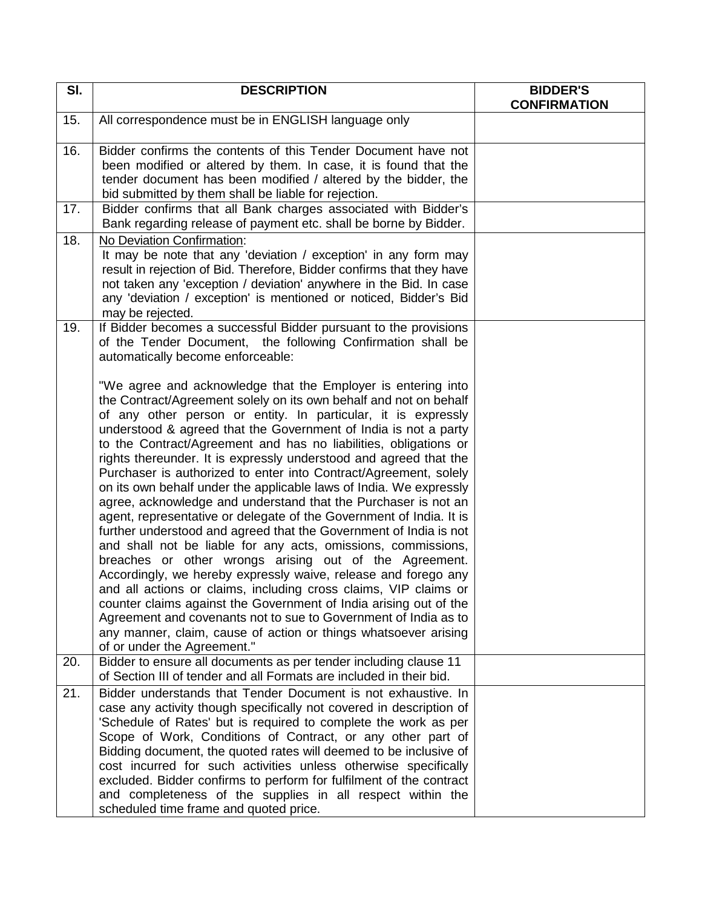| Sl. | DESCRIPTION | BIDDER'S CONFIRMATION |
|---|---|---|
| 15. | All correspondence must be in ENGLISH language only | |
| 16. | Bidder confirms the contents of this Tender Document have not been modified or altered by them. In case, it is found that the tender document has been modified / altered by the bidder, the bid submitted by them shall be liable for rejection. | |
| 17. | Bidder confirms that all Bank charges associated with Bidder's Bank regarding release of payment etc. shall be borne by Bidder. | |
| 18. | No Deviation Confirmation:<br>It may be note that any 'deviation / exception' in any form may result in rejection of Bid. Therefore, Bidder confirms that they have not taken any 'exception / deviation' anywhere in the Bid. In case any 'deviation / exception' is mentioned or noticed, Bidder's Bid may be rejected. | |
| 19. | If Bidder becomes a successful Bidder pursuant to the provisions of the Tender Document, the following Confirmation shall be automatically become enforceable:<br><br>"We agree and acknowledge that the Employer is entering into the Contract/Agreement solely on its own behalf and not on behalf of any other person or entity. In particular, it is expressly understood & agreed that the Government of India is not a party to the Contract/Agreement and has no liabilities, obligations or rights thereunder. It is expressly understood and agreed that the Purchaser is authorized to enter into Contract/Agreement, solely on its own behalf under the applicable laws of India. We expressly agree, acknowledge and understand that the Purchaser is not an agent, representative or delegate of the Government of India. It is further understood and agreed that the Government of India is not and shall not be liable for any acts, omissions, commissions, breaches or other wrongs arising out of the Agreement. Accordingly, we hereby expressly waive, release and forego any and all actions or claims, including cross claims, VIP claims or counter claims against the Government of India arising out of the Agreement and covenants not to sue to Government of India as to any manner, claim, cause of action or things whatsoever arising of or under the Agreement." | |
| 20. | Bidder to ensure all documents as per tender including clause 11 of Section III of tender and all Formats are included in their bid. | |
| 21. | Bidder understands that Tender Document is not exhaustive. In case any activity though specifically not covered in description of 'Schedule of Rates' but is required to complete the work as per Scope of Work, Conditions of Contract, or any other part of Bidding document, the quoted rates will deemed to be inclusive of cost incurred for such activities unless otherwise specifically excluded. Bidder confirms to perform for fulfilment of the contract and completeness of the supplies in all respect within the scheduled time frame and quoted price. | |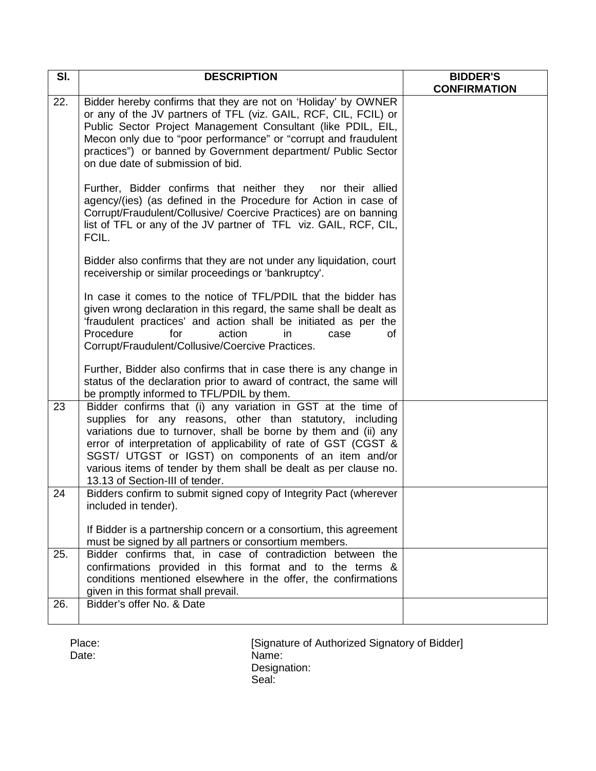| Sl. | DESCRIPTION | BIDDER'S CONFIRMATION |
|---|---|---|
| 22. | Bidder hereby confirms that they are not on 'Holiday' by OWNER or any of the JV partners of TFL (viz. GAIL, RCF, CIL, FCIL) or Public Sector Project Management Consultant (like PDIL, EIL, Mecon only due to "poor performance" or "corrupt and fraudulent practices") or banned by Government department/ Public Sector on due date of submission of bid.<br><br>Further, Bidder confirms that neither they nor their allied agency/(ies) (as defined in the Procedure for Action in case of Corrupt/Fraudulent/Collusive/ Coercive Practices) are on banning list of TFL or any of the JV partner of TFL viz. GAIL, RCF, CIL, FCIL.<br><br>Bidder also confirms that they are not under any liquidation, court receivership or similar proceedings or 'bankruptcy'.<br><br>In case it comes to the notice of TFL/PDIL that the bidder has given wrong declaration in this regard, the same shall be dealt as 'fraudulent practices' and action shall be initiated as per the Procedure for action in case of Corrupt/Fraudulent/Collusive/Coercive Practices.<br><br>Further, Bidder also confirms that in case there is any change in status of the declaration prior to award of contract, the same will be promptly informed to TFL/PDIL by them. | |
| 23 | Bidder confirms that (i) any variation in GST at the time of supplies for any reasons, other than statutory, including variations due to turnover, shall be borne by them and (ii) any error of interpretation of applicability of rate of GST (CGST & SGST/ UTGST or IGST) on components of an item and/or various items of tender by them shall be dealt as per clause no. 13.13 of Section-III of tender. | |
| 24 | Bidders confirm to submit signed copy of Integrity Pact (wherever included in tender).<br><br>If Bidder is a partnership concern or a consortium, this agreement must be signed by all partners or consortium members. | |
| 25. | Bidder confirms that, in case of contradiction between the confirmations provided in this format and to the terms & conditions mentioned elsewhere in the offer, the confirmations given in this format shall prevail. | |
| 26. | Bidder's offer No. & Date | |

Place:
Date:

[Signature of Authorized Signatory of Bidder]
Name:
Designation:
Seal: